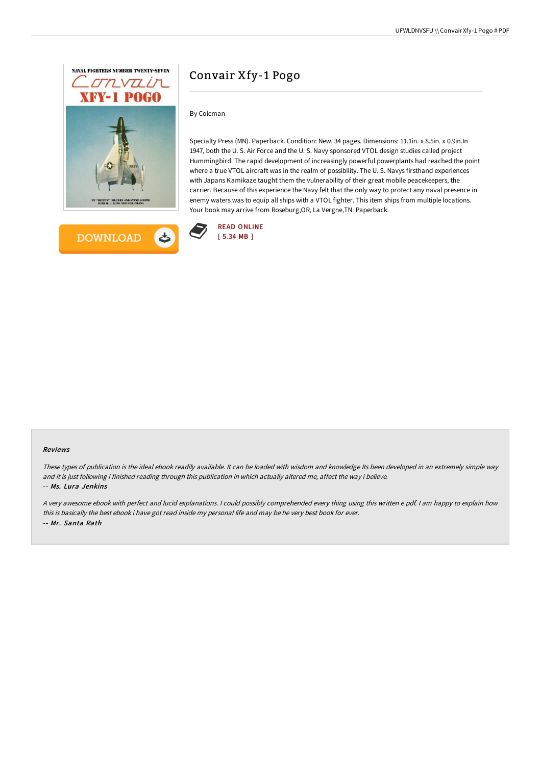# Convair Xfy-1 Pogo

By Coleman

Specialty Press (MN). Paperback. Condition: New. 34 pages. Dimensions: 11.1in. x 8.5in. x 0.9in.In 1947, both the U. S. Air Force and the U. S. Navy sponsored VTOL design studies called project Hummingbird. The rapid development of increasingly powerful powerplants had reached the point where a true VTOL aircraft was in the realm of possibility. The U. S. Navys firsthand experiences with Japans Kamikaze taught them the vulnerability of their great mobile peacekeepers, the carrier. Because of this experience the Navy felt that the only way to protect any naval presence in enemy waters was to equip all ships with a VTOL fighter. This item ships from multiple locations. Your book may arrive from Roseburg,OR, La Vergne,TN. Paperback.

DOWNLOAD

READ ONLINE
[ 5.34 MB ]

#### Reviews

*These types of publication is the ideal ebook readily available. It can be loaded with wisdom and knowledge Its been developed in an extremely simple way and it is just following i finished reading through this publication in which actually altered me, affect the way i believe.*

-- *Ms. Lura Jenkins*

*A very awesome ebook with perfect and lucid explanations. I could possibly comprehended every thing using this written e pdf. I am happy to explain how this is basically the best ebook i have got read inside my personal life and may be he very best book for ever.*

-- *Mr. Santa Rath*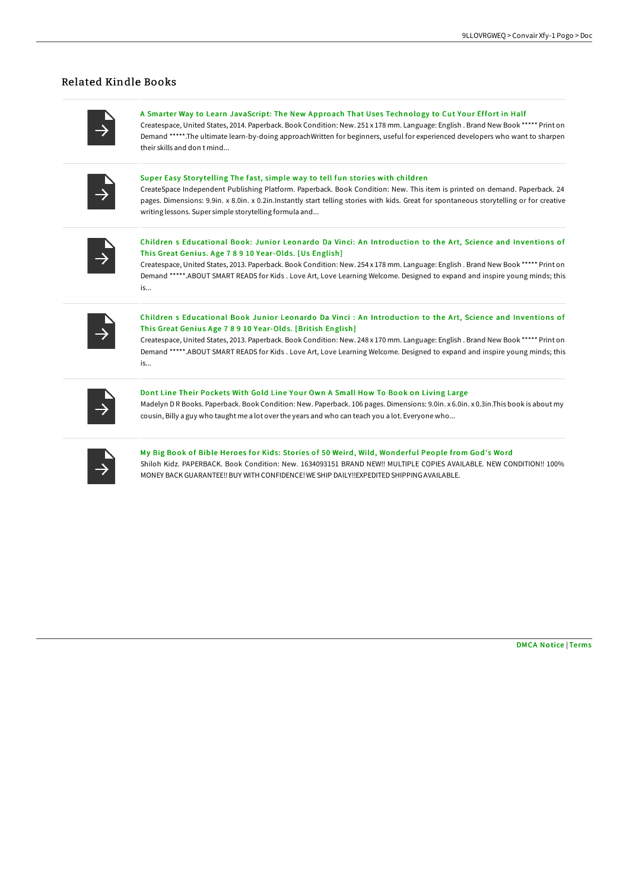## Related Kindle Books

**A Smarter Way to Learn JavaScript: The New Approach That Uses Technology to Cut Your Effort in Half**

Createspace, United States, 2014. Paperback. Book Condition: New. 251 x 178 mm. Language: English . Brand New Book ***** Print on Demand *****.The ultimate learn-by-doing approachWritten for beginners, useful for experienced developers who want to sharpen their skills and don t mind...

**Super Easy Storytelling The fast, simple way to tell fun stories with children**

CreateSpace Independent Publishing Platform. Paperback. Book Condition: New. This item is printed on demand. Paperback. 24 pages. Dimensions: 9.9in. x 8.0in. x 0.2in.Instantly start telling stories with kids. Great for spontaneous storytelling or for creative writing lessons. Super simple storytelling formula and...

**Children s Educational Book: Junior Leonardo Da Vinci: An Introduction to the Art, Science and Inventions of This Great Genius. Age 7 8 9 10 Year-Olds. [Us English]**

Createspace, United States, 2013. Paperback. Book Condition: New. 254 x 178 mm. Language: English . Brand New Book ***** Print on Demand *****.ABOUT SMART READS for Kids . Love Art, Love Learning Welcome. Designed to expand and inspire young minds; this is...

**Children s Educational Book Junior Leonardo Da Vinci : An Introduction to the Art, Science and Inventions of This Great Genius Age 7 8 9 10 Year-Olds. [British English]**

Createspace, United States, 2013. Paperback. Book Condition: New. 248 x 170 mm. Language: English . Brand New Book ***** Print on Demand *****.ABOUT SMART READS for Kids . Love Art, Love Learning Welcome. Designed to expand and inspire young minds; this is...

**Dont Line Their Pockets With Gold Line Your Own A Small How To Book on Living Large**

Madelyn D R Books. Paperback. Book Condition: New. Paperback. 106 pages. Dimensions: 9.0in. x 6.0in. x 0.3in.This book is about my cousin, Billy a guy who taught me a lot over the years and who can teach you a lot. Everyone who...

**My Big Book of Bible Heroes for Kids: Stories of 50 Weird, Wild, Wonderful People from God's Word**

Shiloh Kidz. PAPERBACK. Book Condition: New. 1634093151 BRAND NEW!! MULTIPLE COPIES AVAILABLE. NEW CONDITION!! 100% MONEY BACK GUARANTEE!! BUY WITH CONFIDENCE! WE SHIP DAILY!!EXPEDITED SHIPPING AVAILABLE.